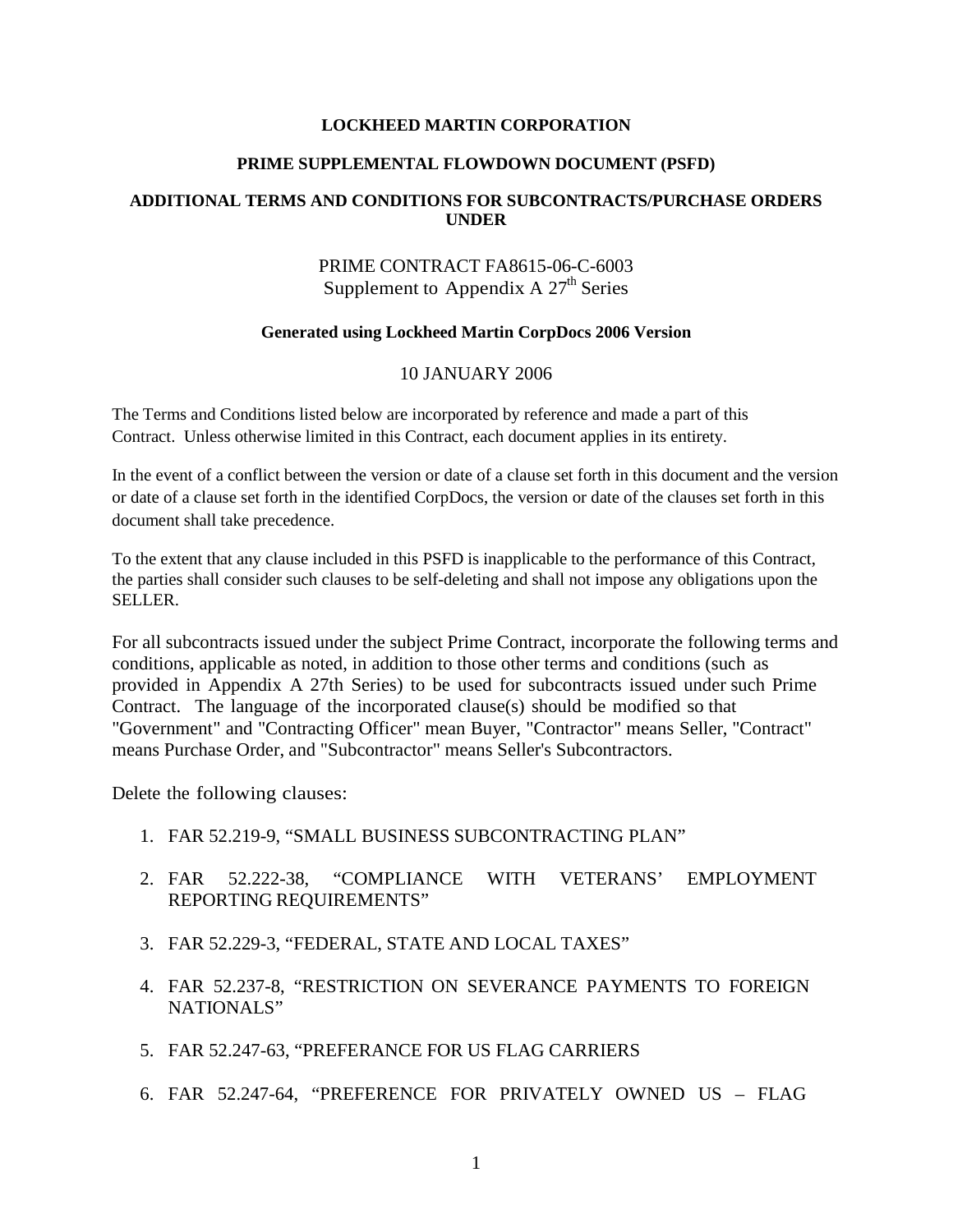**LOCKHEED MARTIN CORPORATION**

**PRIME SUPPLEMENTAL FLOWDOWN DOCUMENT (PSFD)**

**ADDITIONAL TERMS AND CONDITIONS FOR SUBCONTRACTS/PURCHASE ORDERS UNDER**

PRIME CONTRACT FA8615-06-C-6003
Supplement to Appendix A 27th Series

**Generated using Lockheed Martin CorpDocs 2006 Version**

10 JANUARY 2006

The Terms and Conditions listed below are incorporated by reference and made a part of this Contract. Unless otherwise limited in this Contract, each document applies in its entirety.

In the event of a conflict between the version or date of a clause set forth in this document and the version or date of a clause set forth in the identified CorpDocs, the version or date of the clauses set forth in this document shall take precedence.

To the extent that any clause included in this PSFD is inapplicable to the performance of this Contract, the parties shall consider such clauses to be self-deleting and shall not impose any obligations upon the SELLER.

For all subcontracts issued under the subject Prime Contract, incorporate the following terms and conditions, applicable as noted, in addition to those other terms and conditions (such as provided in Appendix A 27th Series) to be used for subcontracts issued under such Prime Contract. The language of the incorporated clause(s) should be modified so that "Government" and "Contracting Officer" mean Buyer, "Contractor" means Seller, "Contract" means Purchase Order, and "Subcontractor" means Seller's Subcontractors.

Delete the following clauses:

1. FAR 52.219-9, "SMALL BUSINESS SUBCONTRACTING PLAN"
2. FAR 52.222-38, "COMPLIANCE WITH VETERANS' EMPLOYMENT REPORTING REQUIREMENTS"
3. FAR 52.229-3, "FEDERAL, STATE AND LOCAL TAXES"
4. FAR 52.237-8, "RESTRICTION ON SEVERANCE PAYMENTS TO FOREIGN NATIONALS"
5. FAR 52.247-63, "PREFERANCE FOR US FLAG CARRIERS
6. FAR 52.247-64, "PREFERENCE FOR PRIVATELY OWNED US – FLAG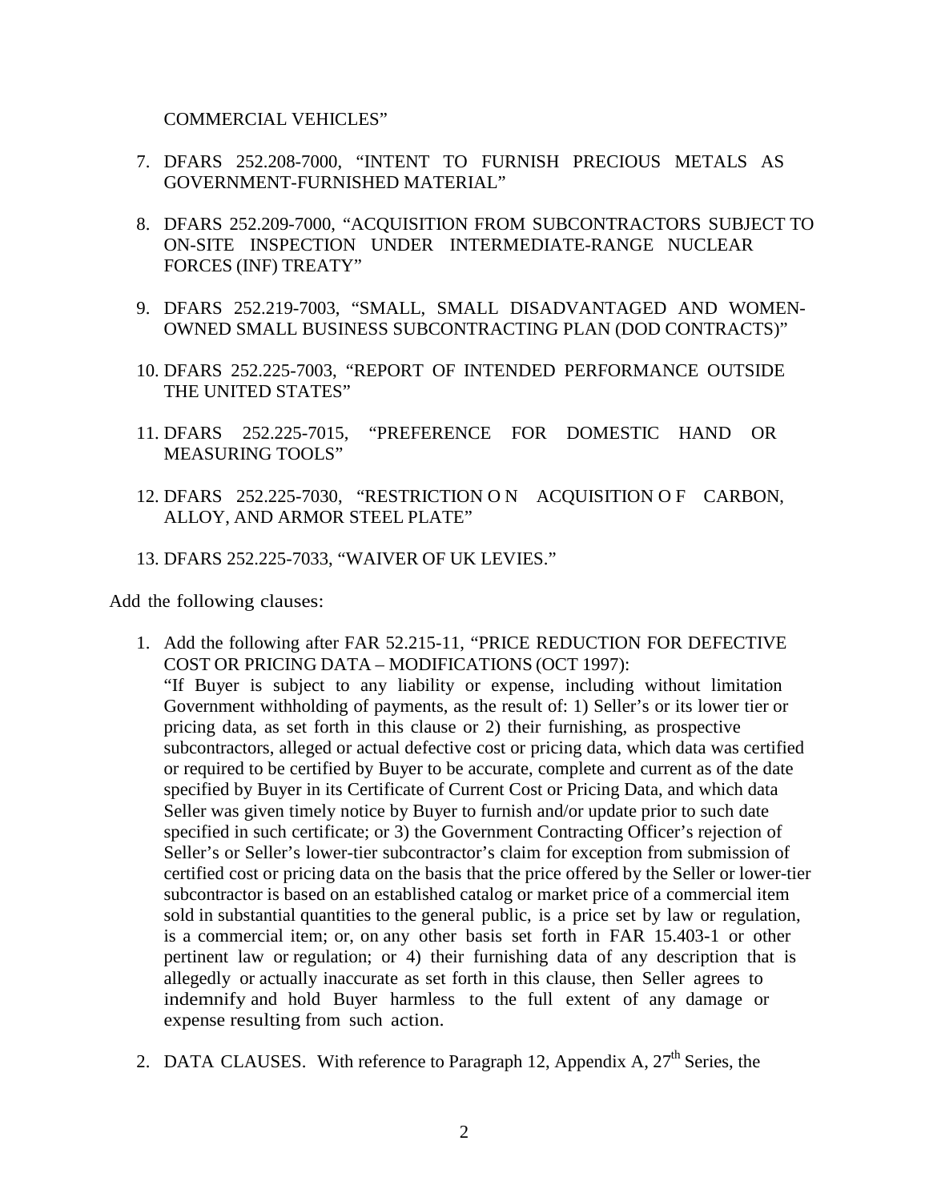COMMERCIAL VEHICLES"

7. DFARS 252.208-7000, "INTENT TO FURNISH PRECIOUS METALS AS GOVERNMENT-FURNISHED MATERIAL"

8. DFARS 252.209-7000, "ACQUISITION FROM SUBCONTRACTORS SUBJECT TO ON-SITE INSPECTION UNDER INTERMEDIATE-RANGE NUCLEAR FORCES (INF) TREATY"

9. DFARS 252.219-7003, "SMALL, SMALL DISADVANTAGED AND WOMEN-OWNED SMALL BUSINESS SUBCONTRACTING PLAN (DOD CONTRACTS)"

10. DFARS 252.225-7003, "REPORT OF INTENDED PERFORMANCE OUTSIDE THE UNITED STATES"

11. DFARS 252.225-7015, "PREFERENCE FOR DOMESTIC HAND OR MEASURING TOOLS"

12. DFARS 252.225-7030, "RESTRICTION ON ACQUISITION OF CARBON, ALLOY, AND ARMOR STEEL PLATE"

13. DFARS 252.225-7033, "WAIVER OF UK LEVIES."

Add the following clauses:

1. Add the following after FAR 52.215-11, "PRICE REDUCTION FOR DEFECTIVE COST OR PRICING DATA – MODIFICATIONS (OCT 1997):
   "If Buyer is subject to any liability or expense, including without limitation Government withholding of payments, as the result of: 1) Seller's or its lower tier or pricing data, as set forth in this clause or 2) their furnishing, as prospective subcontractors, alleged or actual defective cost or pricing data, which data was certified or required to be certified by Buyer to be accurate, complete and current as of the date specified by Buyer in its Certificate of Current Cost or Pricing Data, and which data Seller was given timely notice by Buyer to furnish and/or update prior to such date specified in such certificate; or 3) the Government Contracting Officer's rejection of Seller's or Seller's lower-tier subcontractor's claim for exception from submission of certified cost or pricing data on the basis that the price offered by the Seller or lower-tier subcontractor is based on an established catalog or market price of a commercial item sold in substantial quantities to the general public, is a price set by law or regulation, is a commercial item; or, on any other basis set forth in FAR 15.403-1 or other pertinent law or regulation; or 4) their furnishing data of any description that is allegedly or actually inaccurate as set forth in this clause, then Seller agrees to indemnify and hold Buyer harmless to the full extent of any damage or expense resulting from such action.

2. DATA CLAUSES. With reference to Paragraph 12, Appendix A, 27th Series, the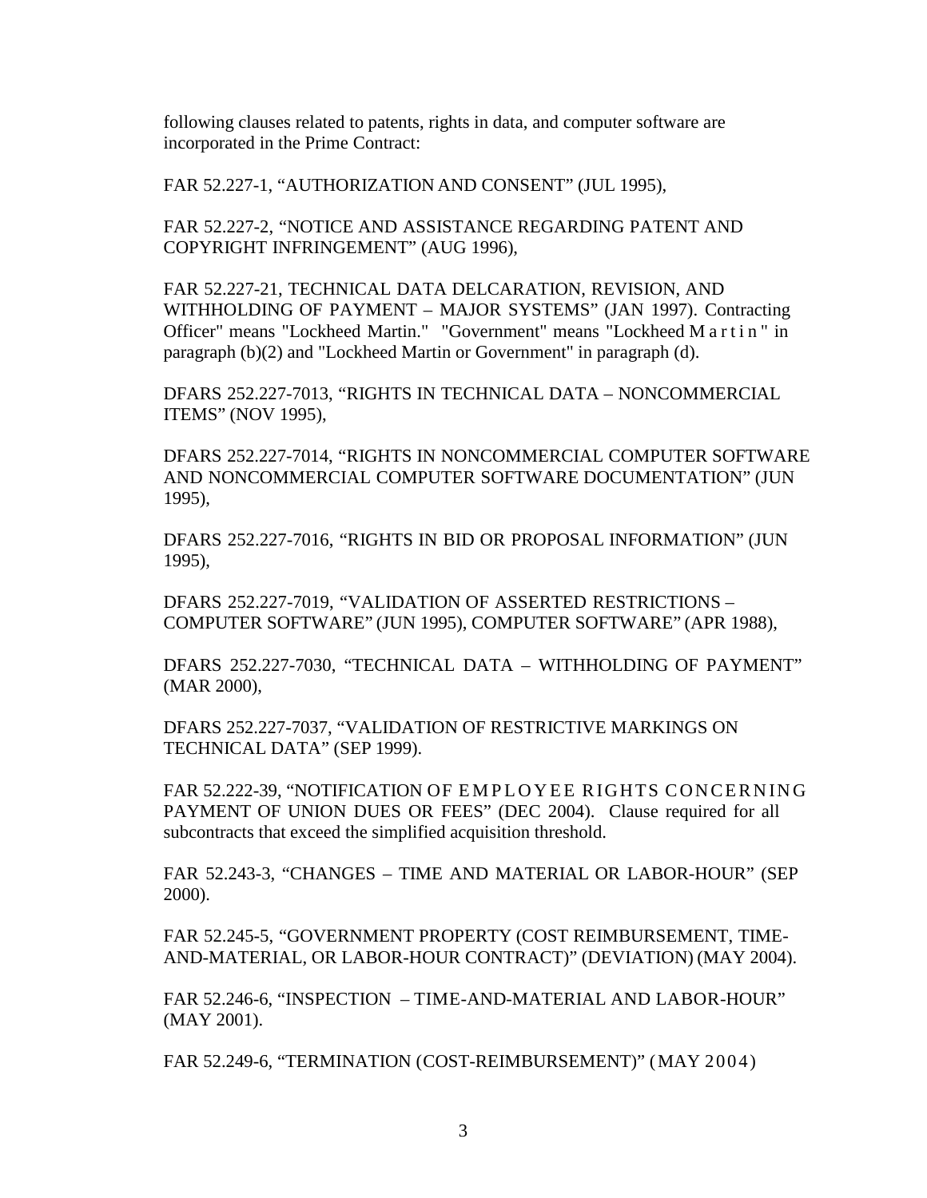following clauses related to patents, rights in data, and computer software are incorporated in the Prime Contract:

FAR 52.227-1, "AUTHORIZATION AND CONSENT" (JUL 1995),

FAR 52.227-2, "NOTICE AND ASSISTANCE REGARDING PATENT AND COPYRIGHT INFRINGEMENT" (AUG 1996),

FAR 52.227-21, TECHNICAL DATA DELCARATION, REVISION, AND WITHHOLDING OF PAYMENT – MAJOR SYSTEMS" (JAN 1997). Contracting Officer" means "Lockheed Martin." "Government" means "Lockheed Martin" in paragraph (b)(2) and "Lockheed Martin or Government" in paragraph (d).

DFARS 252.227-7013, "RIGHTS IN TECHNICAL DATA – NONCOMMERCIAL ITEMS" (NOV 1995),

DFARS 252.227-7014, "RIGHTS IN NONCOMMERCIAL COMPUTER SOFTWARE AND NONCOMMERCIAL COMPUTER SOFTWARE DOCUMENTATION" (JUN 1995),

DFARS 252.227-7016, "RIGHTS IN BID OR PROPOSAL INFORMATION" (JUN 1995),

DFARS 252.227-7019, "VALIDATION OF ASSERTED RESTRICTIONS – COMPUTER SOFTWARE" (JUN 1995), COMPUTER SOFTWARE" (APR 1988),

DFARS 252.227-7030, "TECHNICAL DATA – WITHHOLDING OF PAYMENT" (MAR 2000),

DFARS 252.227-7037, "VALIDATION OF RESTRICTIVE MARKINGS ON TECHNICAL DATA" (SEP 1999).

FAR 52.222-39, "NOTIFICATION OF EMPLOYEE RIGHTS CONCERNING PAYMENT OF UNION DUES OR FEES" (DEC 2004). Clause required for all subcontracts that exceed the simplified acquisition threshold.

FAR 52.243-3, "CHANGES – TIME AND MATERIAL OR LABOR-HOUR" (SEP 2000).

FAR 52.245-5, "GOVERNMENT PROPERTY (COST REIMBURSEMENT, TIME-AND-MATERIAL, OR LABOR-HOUR CONTRACT)" (DEVIATION) (MAY 2004).

FAR 52.246-6, "INSPECTION – TIME-AND-MATERIAL AND LABOR-HOUR" (MAY 2001).

FAR 52.249-6, "TERMINATION (COST-REIMBURSEMENT)" (MAY 2004)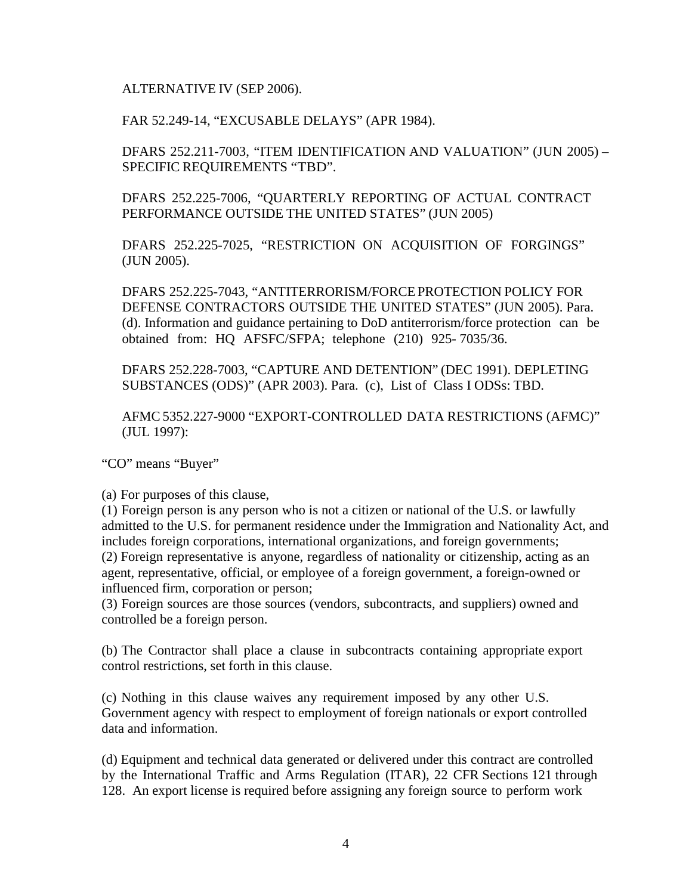ALTERNATIVE IV (SEP 2006).

FAR 52.249-14, “EXCUSABLE DELAYS” (APR 1984).

DFARS 252.211-7003, “ITEM IDENTIFICATION AND VALUATION” (JUN 2005) – SPECIFIC REQUIREMENTS “TBD”.

DFARS 252.225-7006, “QUARTERLY REPORTING OF ACTUAL CONTRACT PERFORMANCE OUTSIDE THE UNITED STATES” (JUN 2005)

DFARS 252.225-7025, “RESTRICTION ON ACQUISITION OF FORGINGS” (JUN 2005).

DFARS 252.225-7043, “ANTITERRORISM/FORCE PROTECTION POLICY FOR DEFENSE CONTRACTORS OUTSIDE THE UNITED STATES” (JUN 2005). Para. (d). Information and guidance pertaining to DoD antiterrorism/force protection can be obtained from: HQ AFSFC/SFPA; telephone (210) 925- 7035/36.

DFARS 252.228-7003, “CAPTURE AND DETENTION” (DEC 1991). DEPLETING SUBSTANCES (ODS)” (APR 2003). Para. (c), List of Class I ODSs: TBD.

AFMC 5352.227-9000 “EXPORT-CONTROLLED DATA RESTRICTIONS (AFMC)” (JUL 1997):

“CO” means “Buyer”

(a) For purposes of this clause,
(1) Foreign person is any person who is not a citizen or national of the U.S. or lawfully admitted to the U.S. for permanent residence under the Immigration and Nationality Act, and includes foreign corporations, international organizations, and foreign governments;
(2) Foreign representative is anyone, regardless of nationality or citizenship, acting as an agent, representative, official, or employee of a foreign government, a foreign-owned or influenced firm, corporation or person;
(3) Foreign sources are those sources (vendors, subcontracts, and suppliers) owned and controlled be a foreign person.

(b) The Contractor shall place a clause in subcontracts containing appropriate export control restrictions, set forth in this clause.

(c) Nothing in this clause waives any requirement imposed by any other U.S. Government agency with respect to employment of foreign nationals or export controlled data and information.

(d) Equipment and technical data generated or delivered under this contract are controlled by the International Traffic and Arms Regulation (ITAR), 22 CFR Sections 121 through 128. An export license is required before assigning any foreign source to perform work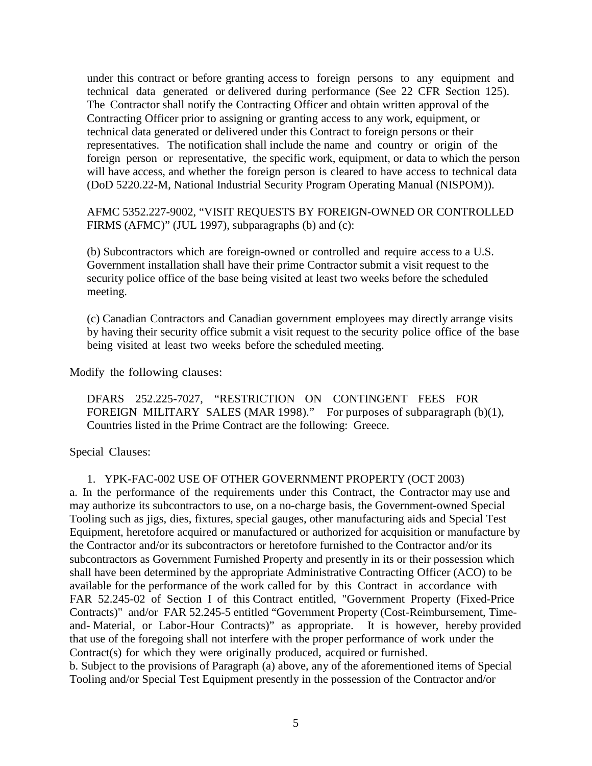under this contract or before granting access to foreign persons to any equipment and technical data generated or delivered during performance (See 22 CFR Section 125). The Contractor shall notify the Contracting Officer and obtain written approval of the Contracting Officer prior to assigning or granting access to any work, equipment, or technical data generated or delivered under this Contract to foreign persons or their representatives. The notification shall include the name and country or origin of the foreign person or representative, the specific work, equipment, or data to which the person will have access, and whether the foreign person is cleared to have access to technical data (DoD 5220.22-M, National Industrial Security Program Operating Manual (NISPOM)).

AFMC 5352.227-9002, "VISIT REQUESTS BY FOREIGN-OWNED OR CONTROLLED FIRMS (AFMC)" (JUL 1997), subparagraphs (b) and (c):

(b) Subcontractors which are foreign-owned or controlled and require access to a U.S. Government installation shall have their prime Contractor submit a visit request to the security police office of the base being visited at least two weeks before the scheduled meeting.

(c) Canadian Contractors and Canadian government employees may directly arrange visits by having their security office submit a visit request to the security police office of the base being visited at least two weeks before the scheduled meeting.

Modify the following clauses:

DFARS 252.225-7027, "RESTRICTION ON CONTINGENT FEES FOR FOREIGN MILITARY SALES (MAR 1998)." For purposes of subparagraph (b)(1), Countries listed in the Prime Contract are the following: Greece.

Special Clauses:

1. YPK-FAC-002 USE OF OTHER GOVERNMENT PROPERTY (OCT 2003)

a. In the performance of the requirements under this Contract, the Contractor may use and may authorize its subcontractors to use, on a no-charge basis, the Government-owned Special Tooling such as jigs, dies, fixtures, special gauges, other manufacturing aids and Special Test Equipment, heretofore acquired or manufactured or authorized for acquisition or manufacture by the Contractor and/or its subcontractors or heretofore furnished to the Contractor and/or its subcontractors as Government Furnished Property and presently in its or their possession which shall have been determined by the appropriate Administrative Contracting Officer (ACO) to be available for the performance of the work called for by this Contract in accordance with FAR 52.245-02 of Section I of this Contract entitled, "Government Property (Fixed-Price Contracts)" and/or FAR 52.245-5 entitled "Government Property (Cost-Reimbursement, Time-and- Material, or Labor-Hour Contracts)" as appropriate. It is however, hereby provided that use of the foregoing shall not interfere with the proper performance of work under the Contract(s) for which they were originally produced, acquired or furnished.

b. Subject to the provisions of Paragraph (a) above, any of the aforementioned items of Special Tooling and/or Special Test Equipment presently in the possession of the Contractor and/or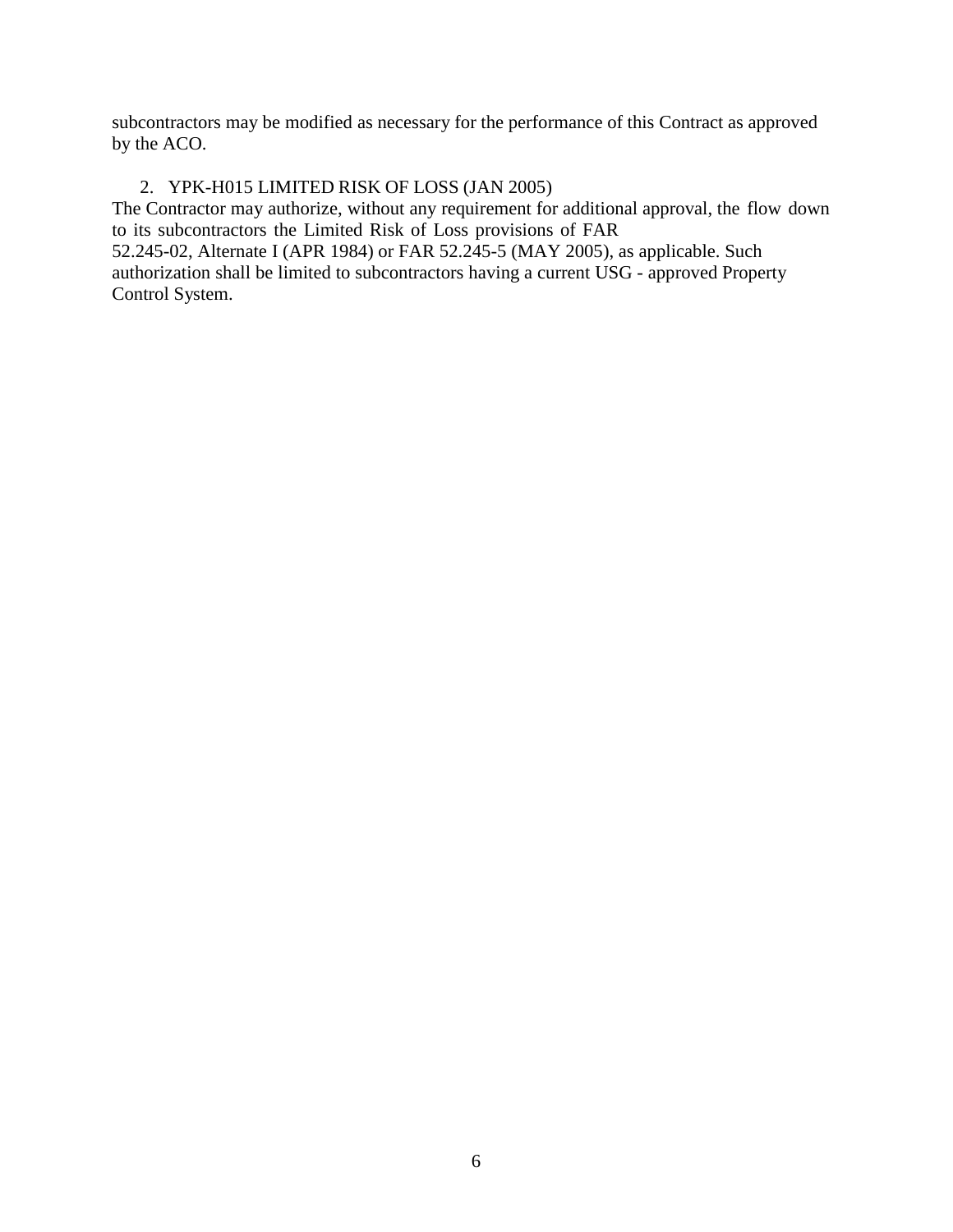subcontractors may be modified as necessary for the performance of this Contract as approved by the ACO.

2. YPK-H015 LIMITED RISK OF LOSS (JAN 2005)

The Contractor may authorize, without any requirement for additional approval, the flow down to its subcontractors the Limited Risk of Loss provisions of FAR 52.245-02, Alternate I (APR 1984) or FAR 52.245-5 (MAY 2005), as applicable. Such authorization shall be limited to subcontractors having a current USG - approved Property Control System.